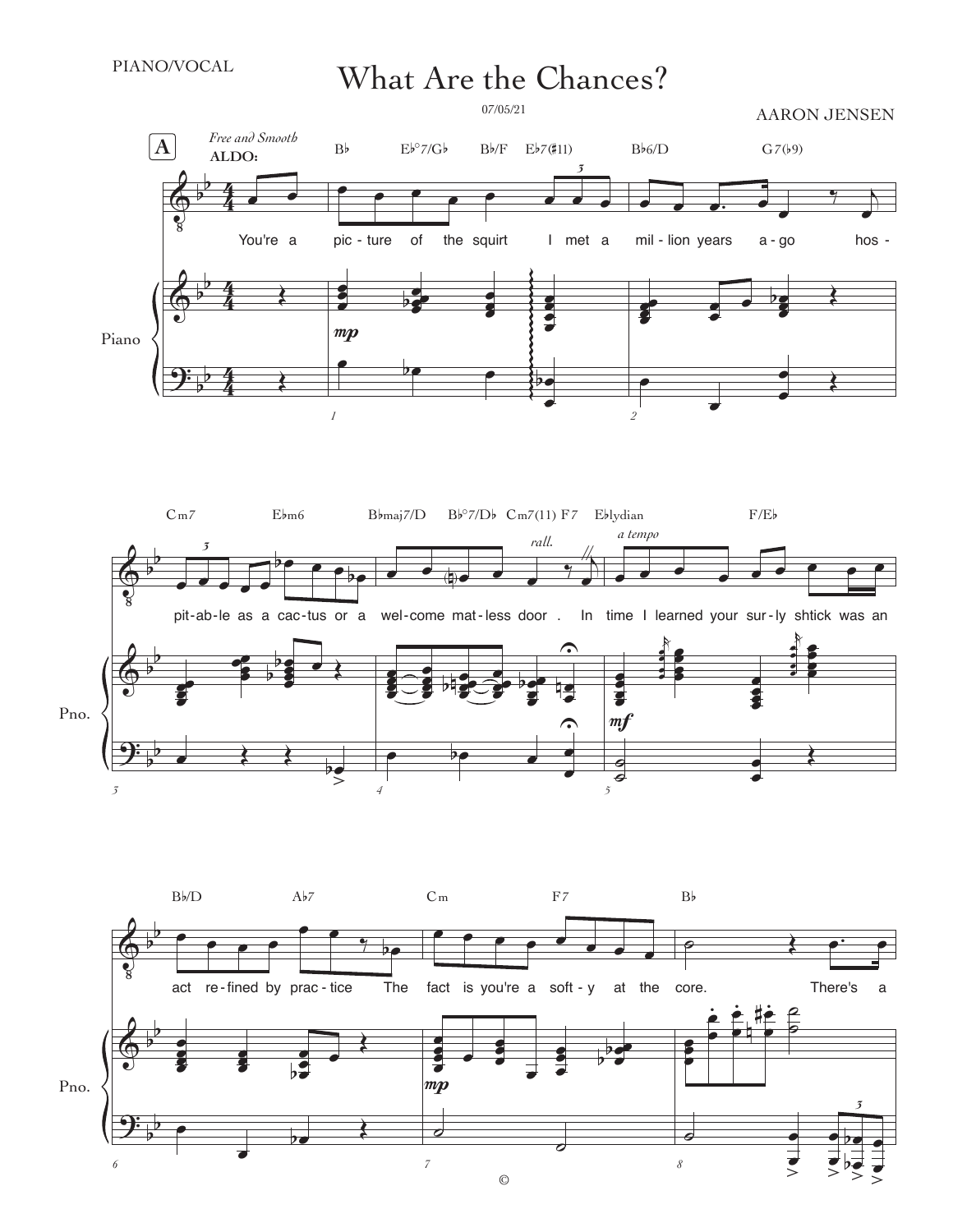PIANO/VOCAL

# What Are the Chances?

07/05/21

AARON JENSEN

A

*Free and Smooth*

**ALDO:**

B♭ E♭°7/G♭ B♭/F E♭7(♯11) B♭6/D G7(♭9)

You're a pic - ture of the squirt I met a mil - lion years a - go hos -

Cm7 E♭m6 B♭maj7/D B♭°7/D♭ Cm7(11) F7 E♭lydian F/E♭

*rall.* *a tempo*

pit - ab - le as a cac - tus or a wel - come mat - less door . In time I learned your sur - ly shtick was an

B♭/D A♭7 Cm F7 B♭

act re - fined by prac - tice The fact is you're a soft - y at the core. There's a

©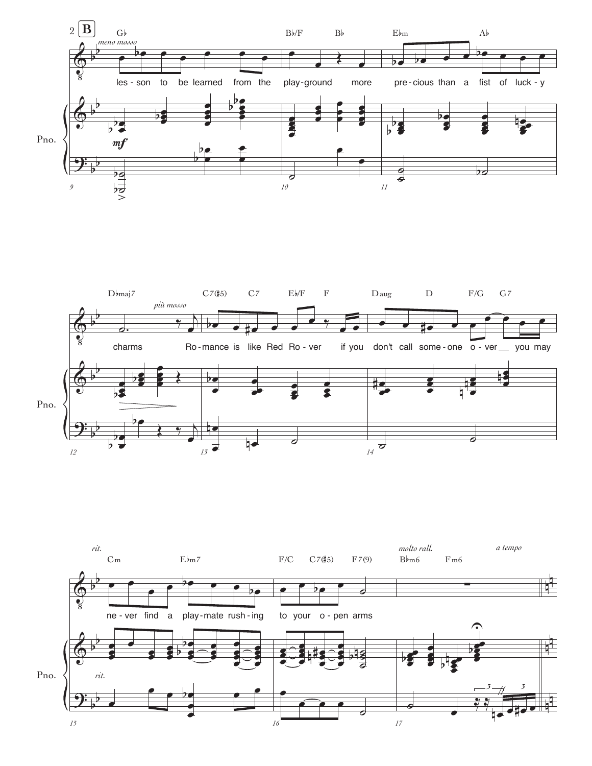**B**

*meno mosso*

G♭ — B♭/F — B♭ — E♭m — A♭

les - son to be learned from the play-ground more pre - cious than a fist of luck - y

*mf*

D♭maj7 — C7(♯5) — C7 — E♭/F — F — Daug — D — F/G — G7

*più mosso*

charms Ro - mance is like Red Ro - ver if you don't call some - one o - ver __ you may

*rit.*

Cm — E♭m7 — F/C — C7(♯5) — F7(9) — B♭m6 — Fm6

*molto rall.* *a tempo*

ne - ver find a play - mate rush - ing to your o - pen arms

Pno.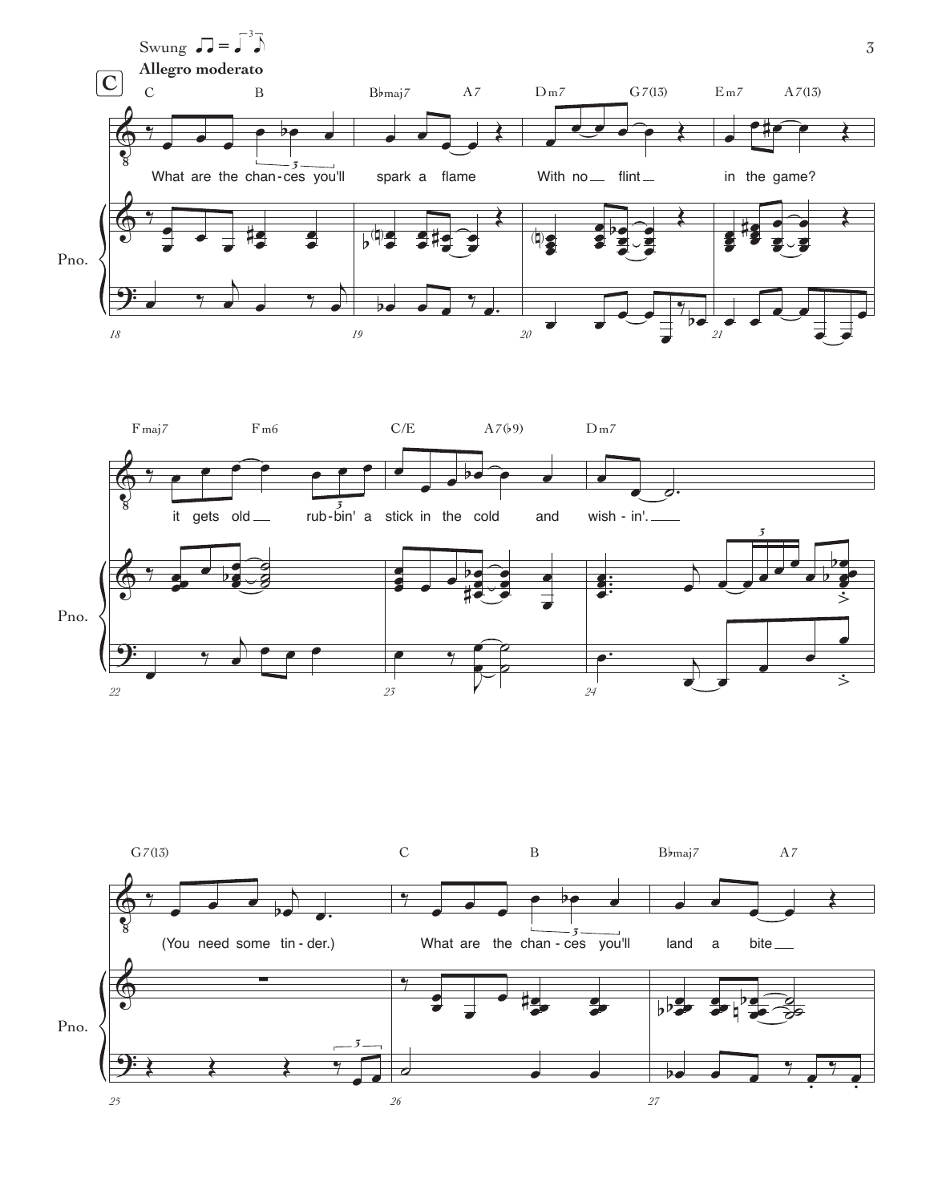Swung ♫ = ♩♪ (triplet)

**Allegro moderato**

**C**

C — B — B♭maj7 — A7 — Dm7 — G7(13) — Em7 — A7(13)

What are the chan-ces you'll spark a flame With no flint in the game?

Fmaj7 — Fm6 — C/E — A7(♭9) — Dm7

it gets old rub-bin' a stick in the cold and wish-in'.

G7(13) — C — B — B♭maj7 — A7

(You need some tin-der.) What are the chan-ces you'll land a bite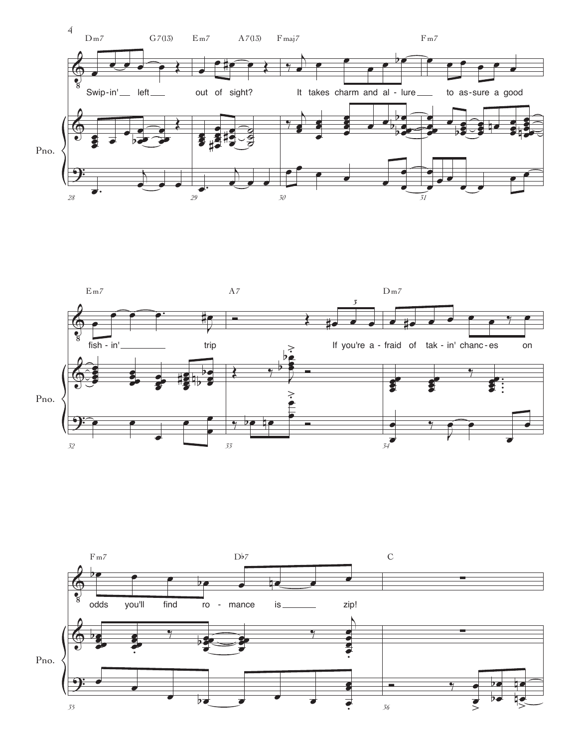Dm7 G7(13) Em7 A7(13) Fmaj7 Fm7

Swip-in' left out of sight? It takes charm and al-lure to as-sure a good

Pno.

Em7 A7 Dm7

fish-in' trip If you're a-fraid of tak-in' chanc-es on

Pno.

Fm7 D♭7 C

odds you'll find ro-mance is zip!

Pno.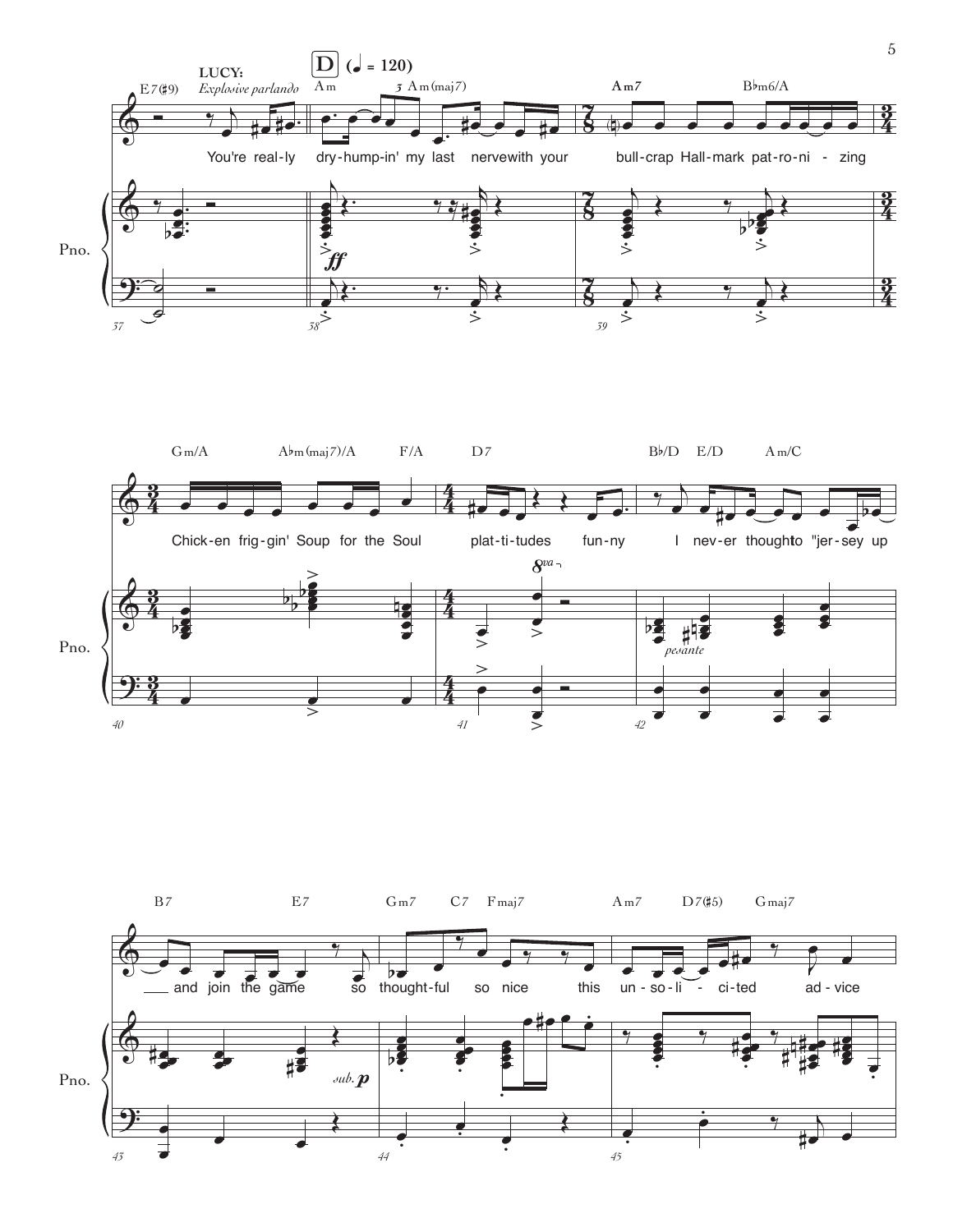**LUCY:** *Explosive parlando*

**D** (♩ = 120)

E7(♯9) | Am | Am(maj7) | Am7 | B♭m6/A

You're real-ly dry-hump-in' my last nerve with your bull-crap Hallmark pat-ro-ni-zing

Pno.

*ff*

Gm/A | A♭m(maj7)/A | F/A | D7 | B♭/D | E/D | Am/C

Chick-en frig-gin' Soup for the Soul plat-ti-tudes fun-ny I nev-er thought to "jer-sey up

*8va*

*pesante*

B7 | E7 | Gm7 | C7 | Fmaj7 | Am7 | D7(♯5) | Gmaj7

and join the game so thought-ful so nice this un-so-li-ci-ted ad-vice

*sub.* ***p***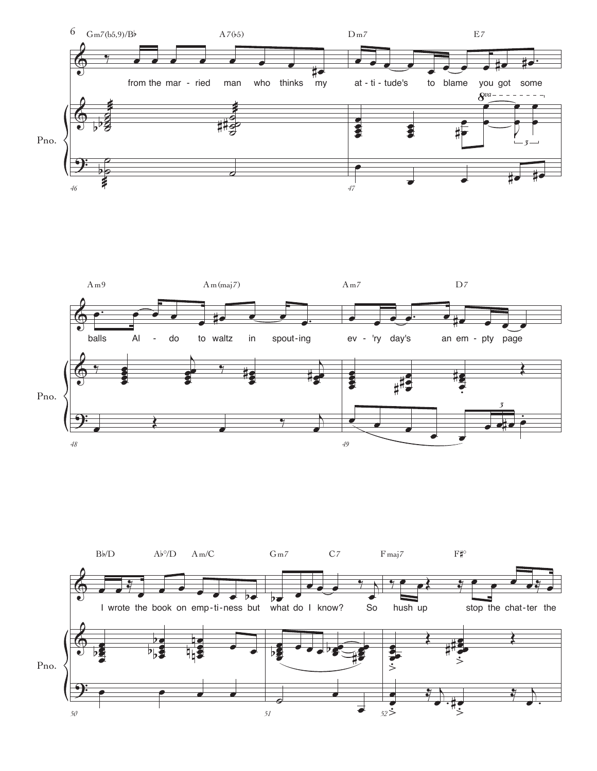Gm7(♭5,9)/B♭ A7(♭5) Dm7 E7

from the mar - ried man who thinks my at - ti - tude's to blame you got some

Pno.

8va

Am9 Am(maj7) Am7 D7

balls Al - do to waltz in spout - ing ev - 'ry day's an em - pty page

Pno.

B♭/D A♭°/D Am/C Gm7 C7 Fmaj7 F♯°

I wrote the book on emp - ti - ness but what do I know? So hush up stop the chat - ter the

Pno.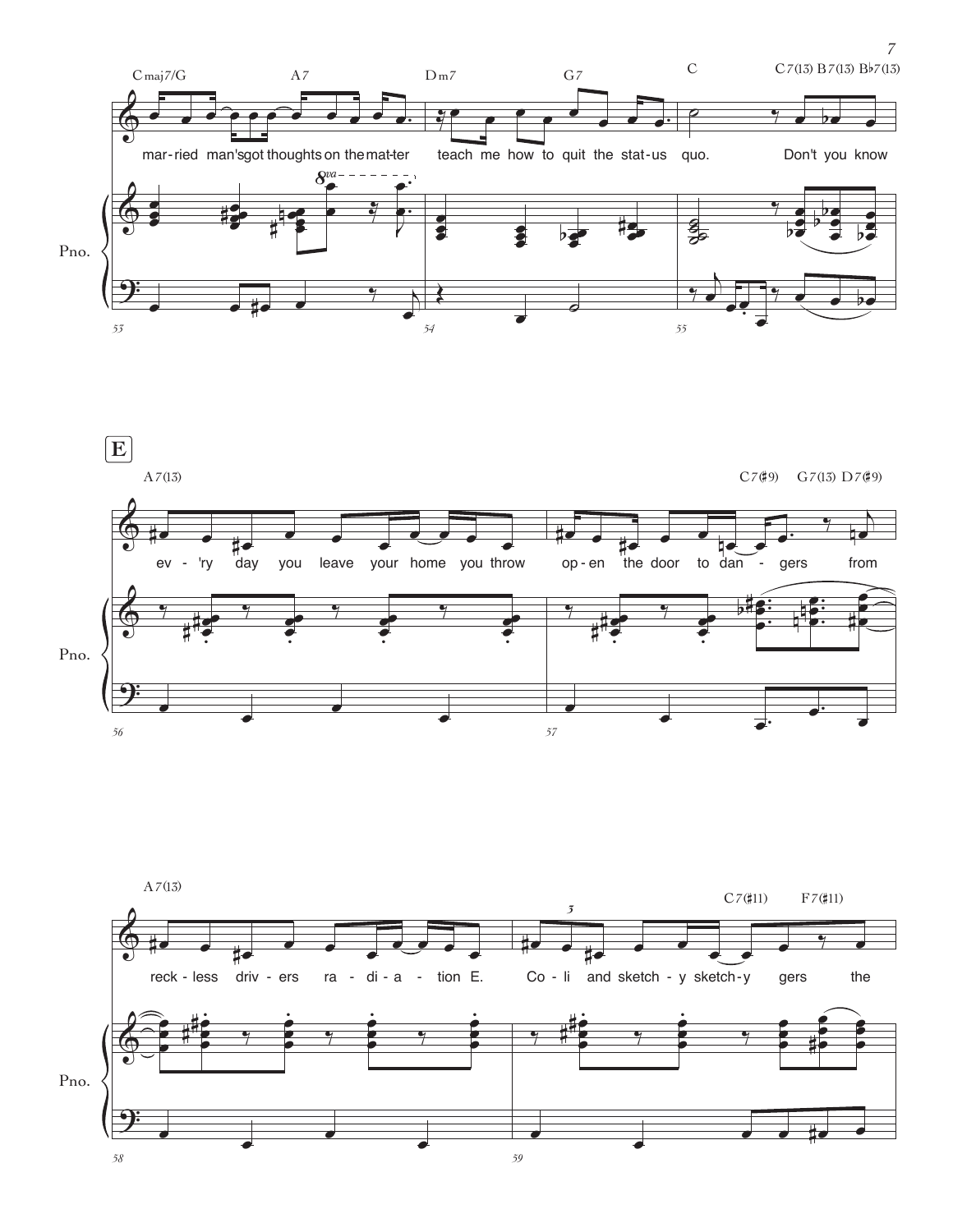Cmaj7/G   A7   Dm7   G7   C   C7(13) B7(13) B♭7(13)

mar-ried man's got thoughts on the mat-ter teach me how to quit the stat-us quo. Don't you know

Pno.

8va

53   54   55

**E**

A7(13)   C7(♯9)   G7(13)  D7(♯9)

ev - 'ry day you leave your home you throw op-en the door to dan - gers from

Pno.

56   57

A7(13)   C7(♯11)   F7(♯11)

3

reck - less driv - ers ra - di - a - tion E. Co - li and sketch - y sketch-y gers the

Pno.

58   59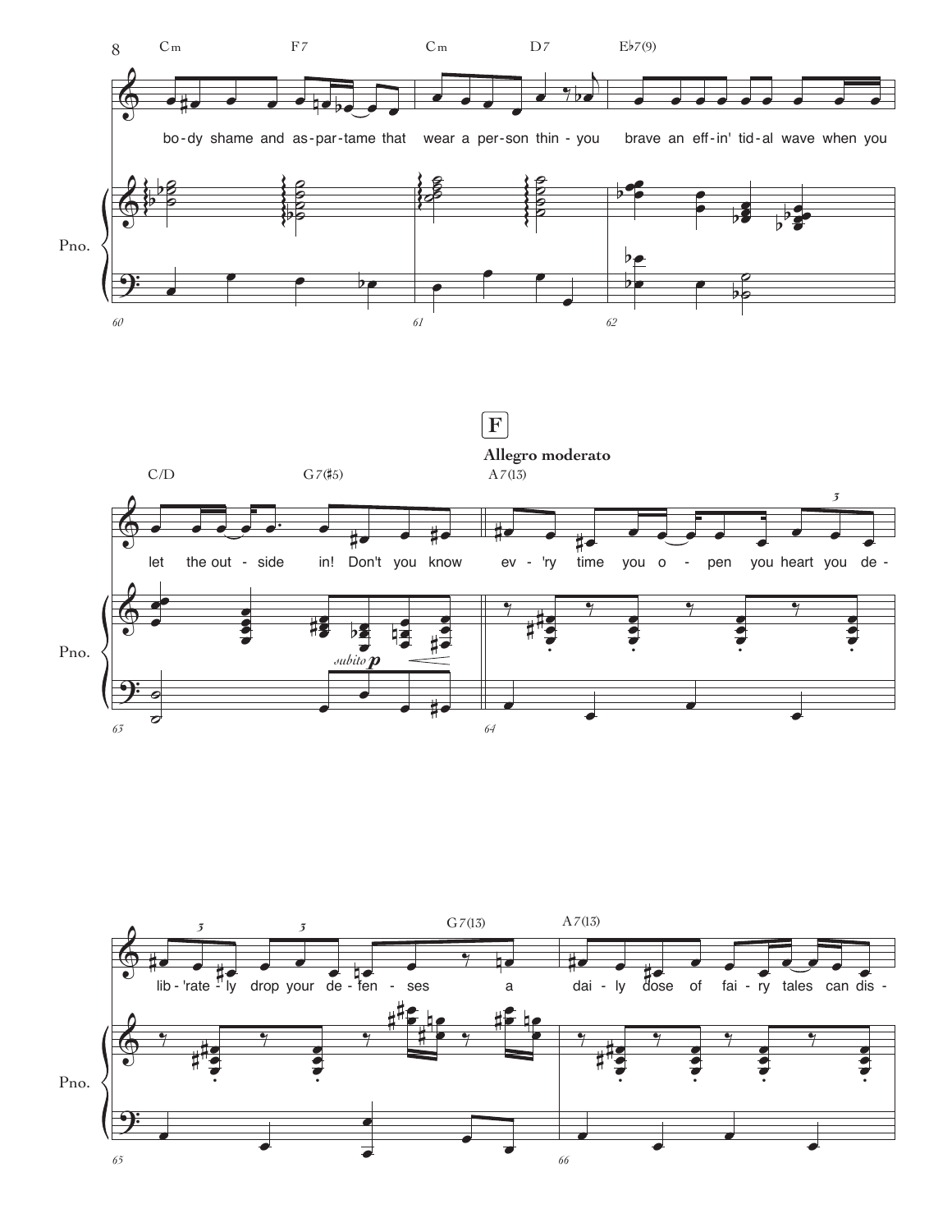Cm F7 Cm D7 E♭7(9)

bo-dy shame and as-par-tame that wear a per-son thin - you brave an eff-in' tid-al wave when you

Pno.

60 61 62

**F**

**Allegro moderato**

C/D G7(♯5) A7(13)

let the out - side in! Don't you know ev - 'ry time you o - pen you heart you de -

*subito* ***p***

Pno.

63 64

G7(13) A7(13)

lib - 'rate - ly drop your de - fen - ses a dai - ly dose of fai - ry tales can dis -

Pno.

65 66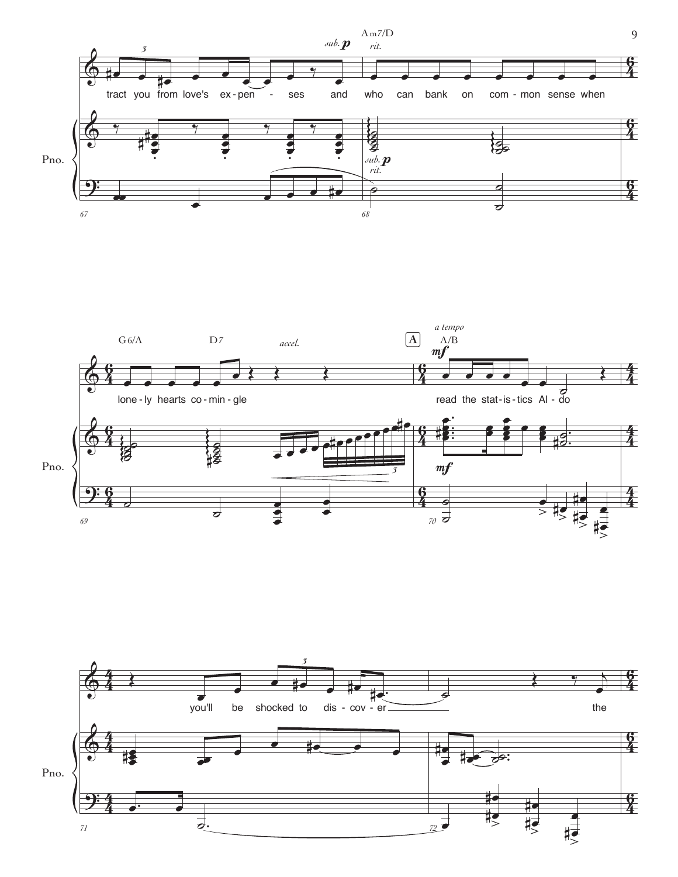tract you from love's ex-pen - ses and who can bank on com-mon sense when

lone-ly hearts co-min-gle

read the stat-is-tics Al-do

you'll be shocked to dis-cov-er the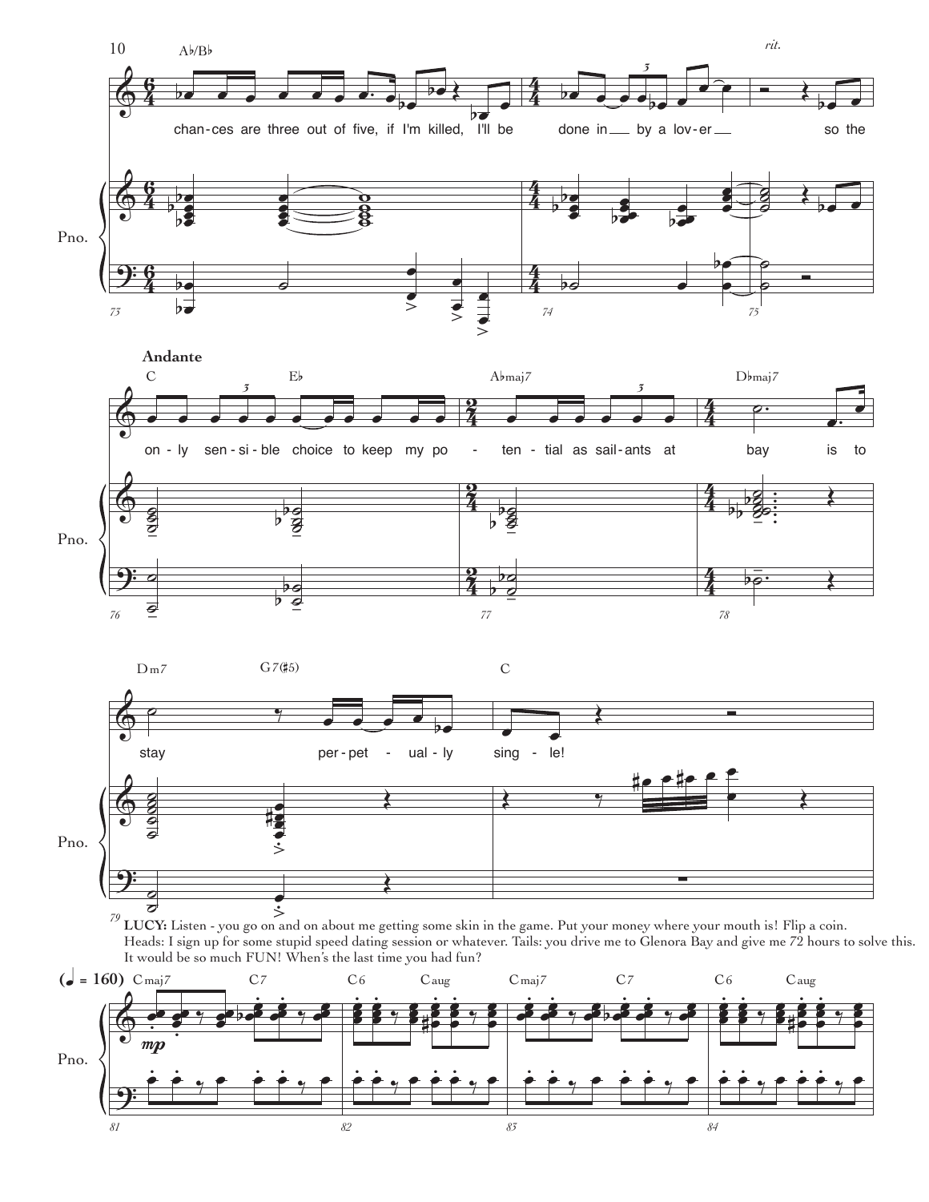Ab/Bb

rit.

chan-ces are three out of five, if I'm killed, I'll be done in __ by a lov-er __ so the

**Andante**

C Eb Abmaj7 Dbmaj7

on-ly sen-si-ble choice to keep my po - ten-tial as-sail-ants at bay is to

Dm7 G7(#5) C

stay per-pet - ual-ly sing - le!

**LUCY:** Listen - you go on and on about me getting some skin in the game. Put your money where your mouth is! Flip a coin. Heads: I sign up for some stupid speed dating session or whatever. Tails: you drive me to Glenora Bay and give me 72 hours to solve this. It would be so much FUN! When's the last time you had fun?

(♩ = 160) Cmaj7 C7 C6 Caug Cmaj7 C7 C6 Caug

*mp*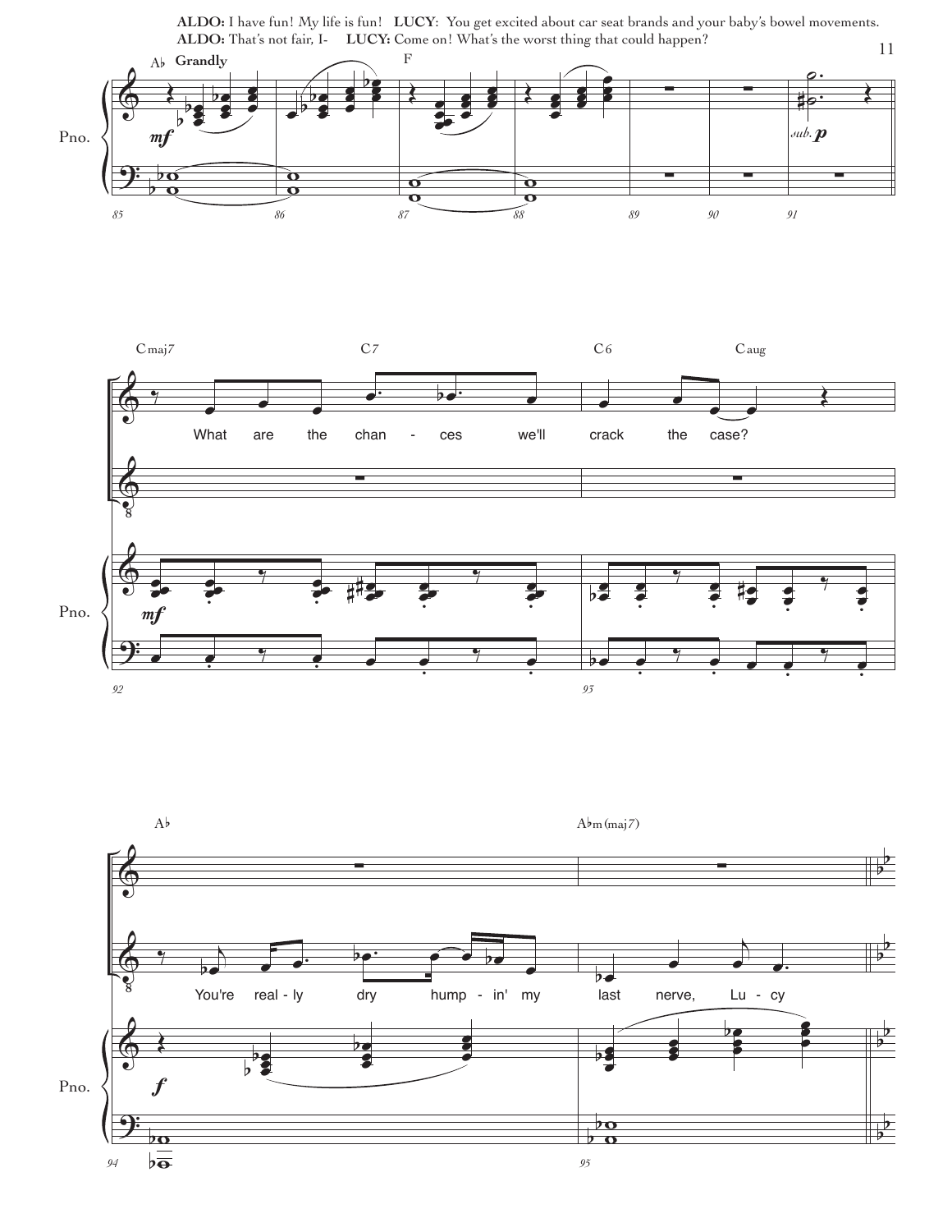**ALDO:** I have fun! My life is fun! **LUCY**: You get excited about car seat brands and your baby's bowel movements.
**ALDO:** That's not fair, I- **LUCY:** Come on! What's the worst thing that could happen?

Ab **Grandly** | F

*mf* | *sub. p*

85 86 87 88 89 90 91

Cmaj7 | C7 | C6 | Caug

What are the chan - ces we'll crack the case?

*mf*

92 93

Ab | Abm(maj7)

You're real - ly dry hump - in' my last nerve, Lu - cy

*f*

94 95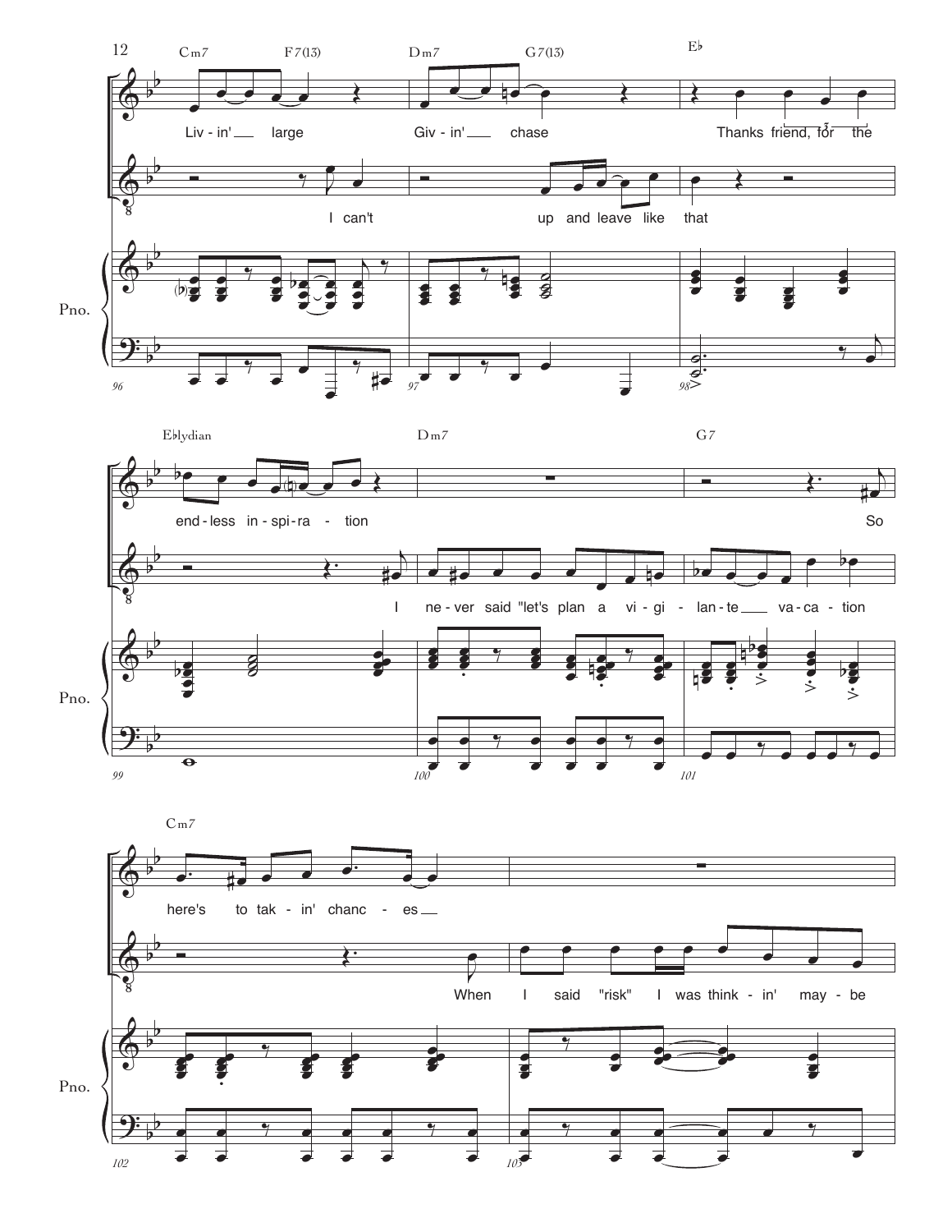Cm7 F7(13) Dm7 G7(13) E♭

Liv - in' large Giv - in' chase Thanks friend, for the

I can't up and leave like that

Pno.

96 97 98

E♭lydian Dm7 G7

end - less in - spi - ra - tion So

I ne - ver said "let's plan a vi - gi - lan - te va - ca - tion

Pno.

99 100 101

Cm7

here's to tak - in' chanc - es

When I said "risk" I was think - in' may - be

Pno.

102 103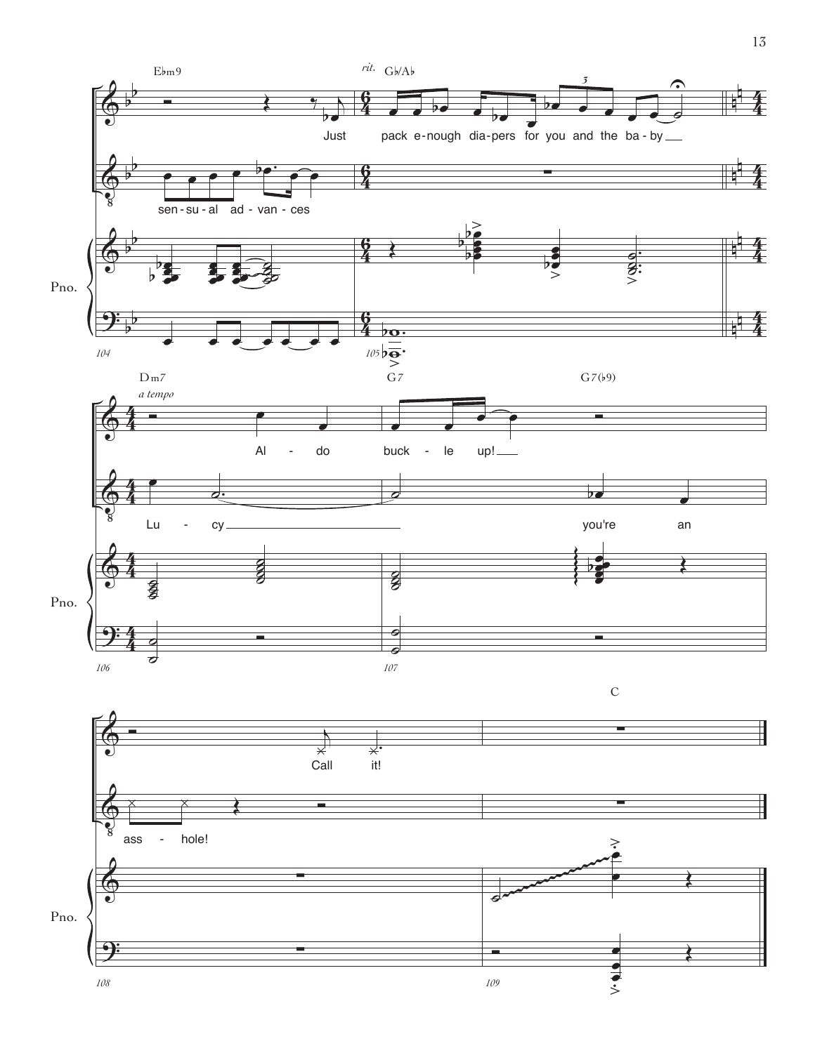Eb m9

*rit.* Gb/Ab

Just pack e-nough dia-pers for you and the ba-by

sen-su-al ad-van-ces

Pno.

104 105

Dm7

*a tempo*

G7

G7(b9)

Al - do buck - le up!

Lu - cy you're an

Pno.

106 107

C

Call it!

ass - hole!

Pno.

108 109